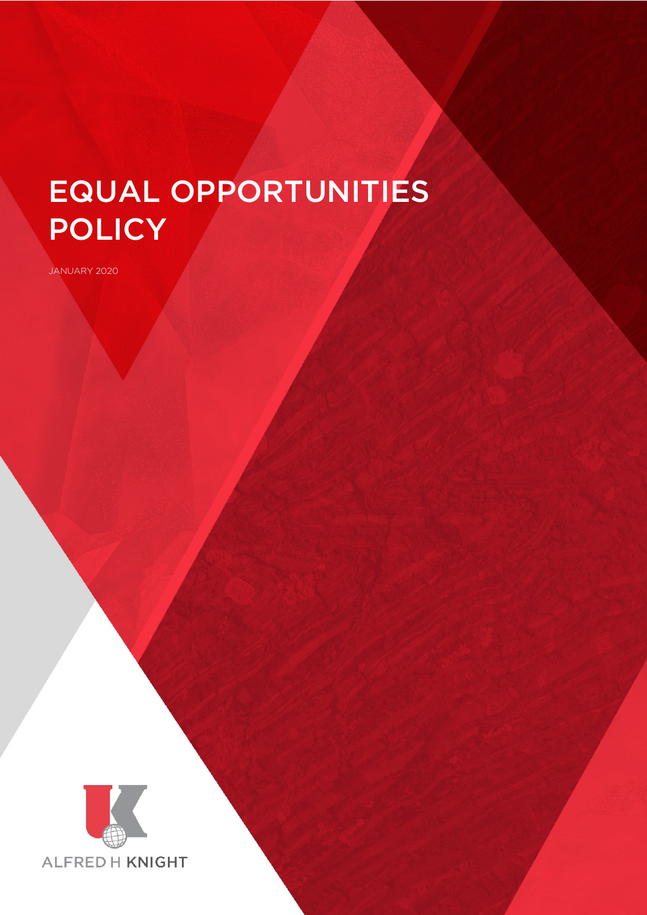# EQUAL OPPORTUNITIES POLICY

JANUARY 2020

ALFRED H KNIGHT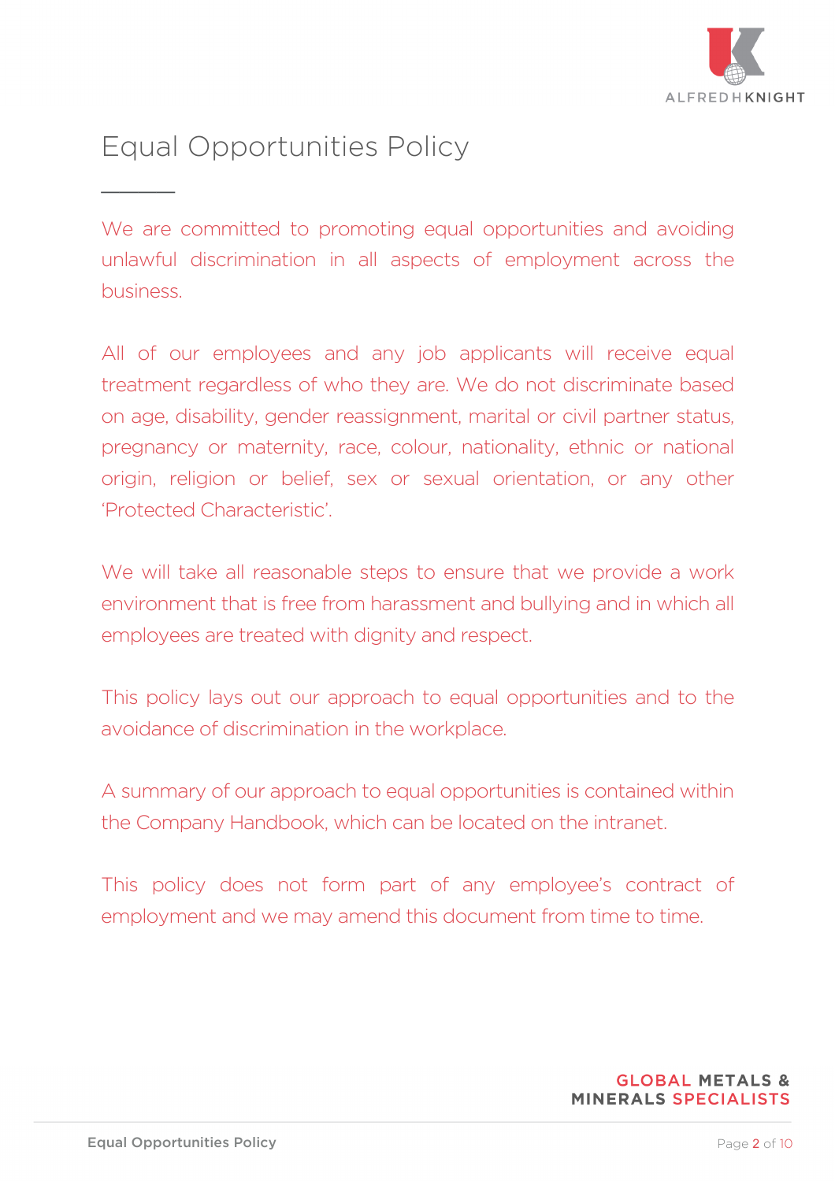# Equal Opportunities Policy

We are committed to promoting equal opportunities and avoiding unlawful discrimination in all aspects of employment across the business.

All of our employees and any job applicants will receive equal treatment regardless of who they are. We do not discriminate based on age, disability, gender reassignment, marital or civil partner status, pregnancy or maternity, race, colour, nationality, ethnic or national origin, religion or belief, sex or sexual orientation, or any other 'Protected Characteristic'.

We will take all reasonable steps to ensure that we provide a work environment that is free from harassment and bullying and in which all employees are treated with dignity and respect.

This policy lays out our approach to equal opportunities and to the avoidance of discrimination in the workplace.

A summary of our approach to equal opportunities is contained within the Company Handbook, which can be located on the intranet.

This policy does not form part of any employee's contract of employment and we may amend this document from time to time.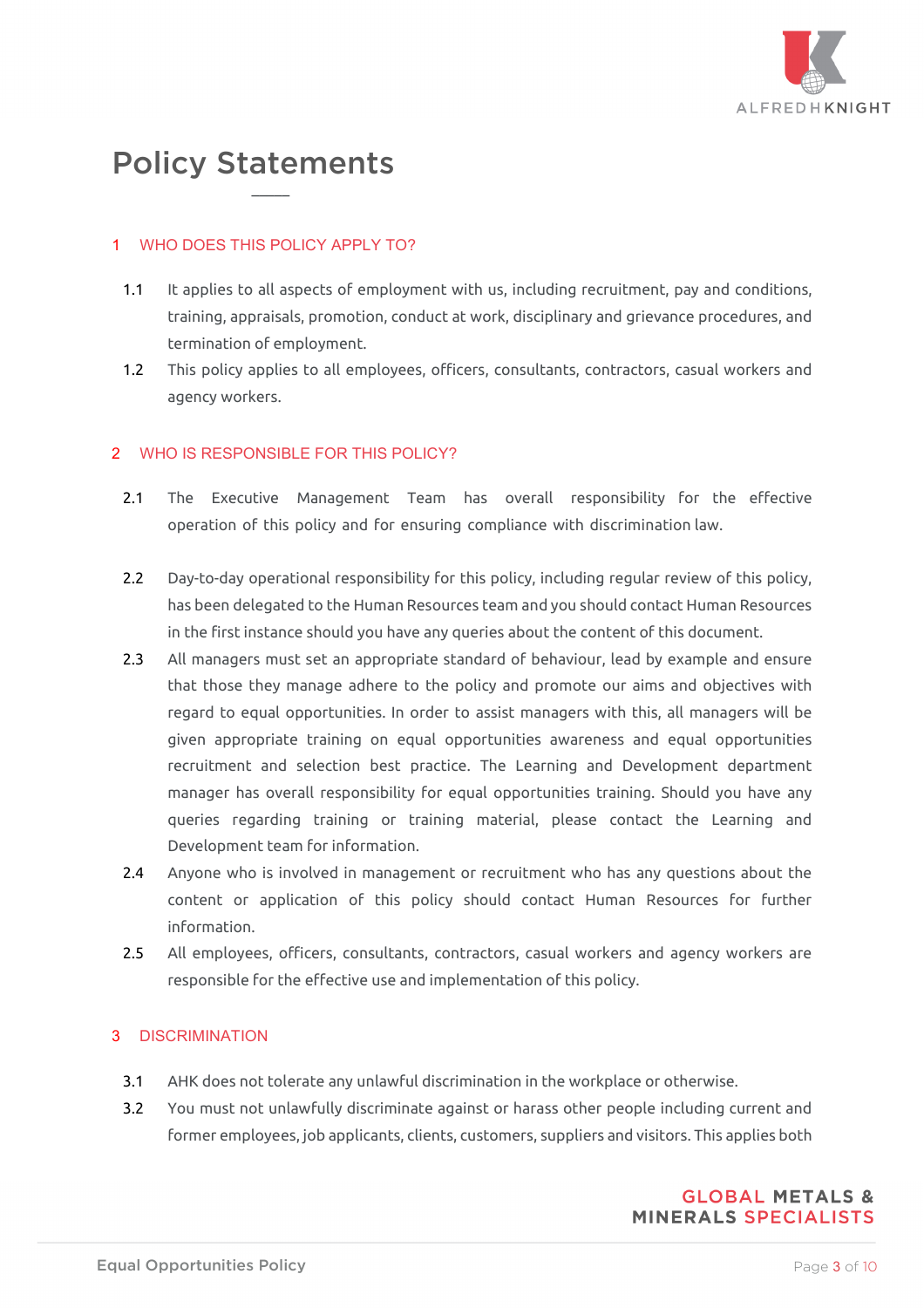# Policy Statements

## 1 WHO DOES THIS POLICY APPLY TO?

1.1 It applies to all aspects of employment with us, including recruitment, pay and conditions, training, appraisals, promotion, conduct at work, disciplinary and grievance procedures, and termination of employment.

1.2 This policy applies to all employees, officers, consultants, contractors, casual workers and agency workers.

## 2 WHO IS RESPONSIBLE FOR THIS POLICY?

2.1 The Executive Management Team has overall responsibility for the effective operation of this policy and for ensuring compliance with discrimination law.

2.2 Day-to-day operational responsibility for this policy, including regular review of this policy, has been delegated to the Human Resources team and you should contact Human Resources in the first instance should you have any queries about the content of this document.

2.3 All managers must set an appropriate standard of behaviour, lead by example and ensure that those they manage adhere to the policy and promote our aims and objectives with regard to equal opportunities. In order to assist managers with this, all managers will be given appropriate training on equal opportunities awareness and equal opportunities recruitment and selection best practice. The Learning and Development department manager has overall responsibility for equal opportunities training. Should you have any queries regarding training or training material, please contact the Learning and Development team for information.

2.4 Anyone who is involved in management or recruitment who has any questions about the content or application of this policy should contact Human Resources for further information.

2.5 All employees, officers, consultants, contractors, casual workers and agency workers are responsible for the effective use and implementation of this policy.

## 3 DISCRIMINATION

3.1 AHK does not tolerate any unlawful discrimination in the workplace or otherwise.

3.2 You must not unlawfully discriminate against or harass other people including current and former employees, job applicants, clients, customers, suppliers and visitors. This applies both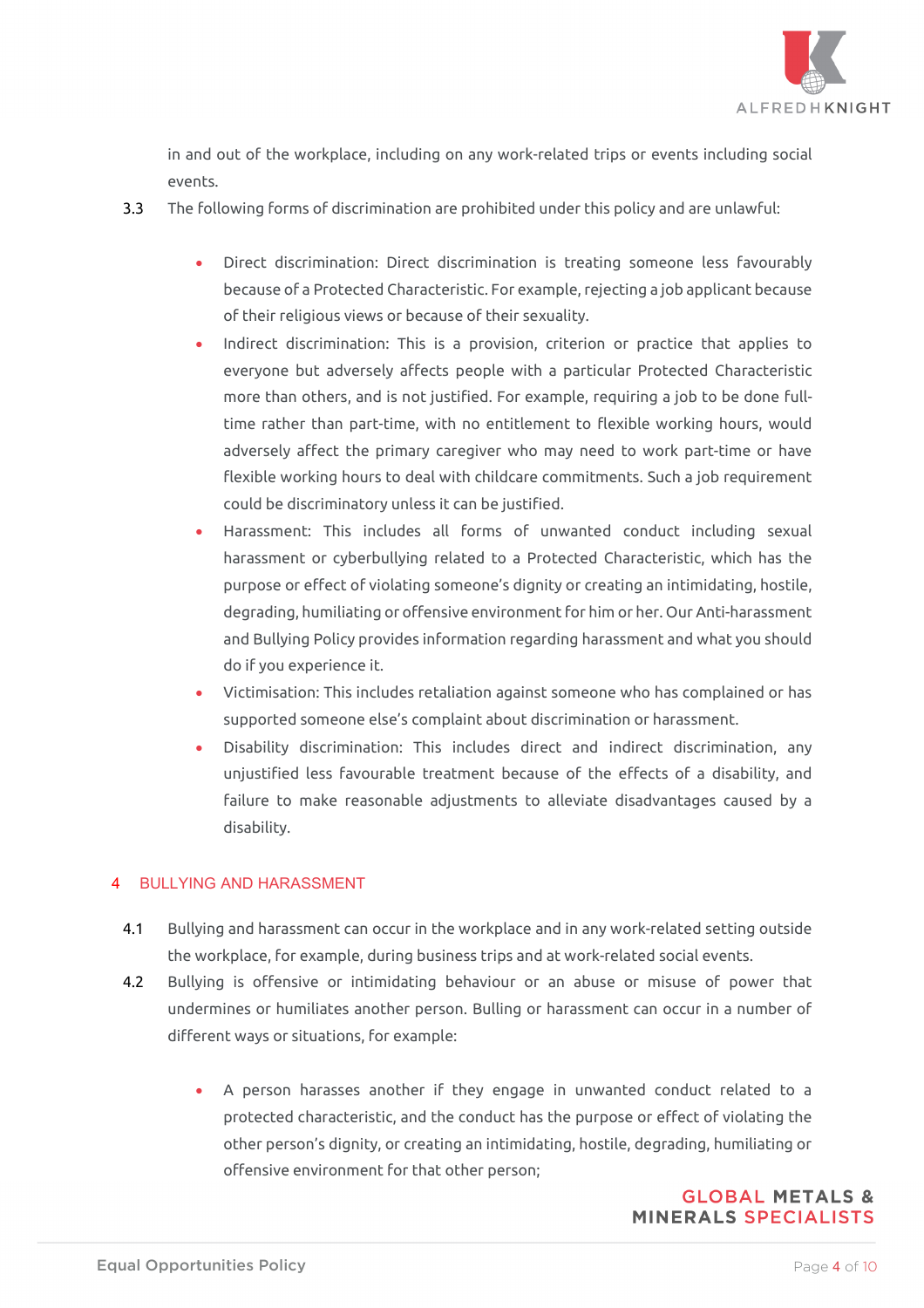in and out of the workplace, including on any work-related trips or events including social events.

3.3 The following forms of discrimination are prohibited under this policy and are unlawful:

- Direct discrimination: Direct discrimination is treating someone less favourably because of a Protected Characteristic. For example, rejecting a job applicant because of their religious views or because of their sexuality.
- Indirect discrimination: This is a provision, criterion or practice that applies to everyone but adversely affects people with a particular Protected Characteristic more than others, and is not justified. For example, requiring a job to be done full-time rather than part-time, with no entitlement to flexible working hours, would adversely affect the primary caregiver who may need to work part-time or have flexible working hours to deal with childcare commitments. Such a job requirement could be discriminatory unless it can be justified.
- Harassment: This includes all forms of unwanted conduct including sexual harassment or cyberbullying related to a Protected Characteristic, which has the purpose or effect of violating someone's dignity or creating an intimidating, hostile, degrading, humiliating or offensive environment for him or her. Our Anti-harassment and Bullying Policy provides information regarding harassment and what you should do if you experience it.
- Victimisation: This includes retaliation against someone who has complained or has supported someone else's complaint about discrimination or harassment.
- Disability discrimination: This includes direct and indirect discrimination, any unjustified less favourable treatment because of the effects of a disability, and failure to make reasonable adjustments to alleviate disadvantages caused by a disability.

## 4 BULLYING AND HARASSMENT

4.1 Bullying and harassment can occur in the workplace and in any work-related setting outside the workplace, for example, during business trips and at work-related social events.

4.2 Bullying is offensive or intimidating behaviour or an abuse or misuse of power that undermines or humiliates another person. Bulling or harassment can occur in a number of different ways or situations, for example:

- A person harasses another if they engage in unwanted conduct related to a protected characteristic, and the conduct has the purpose or effect of violating the other person's dignity, or creating an intimidating, hostile, degrading, humiliating or offensive environment for that other person;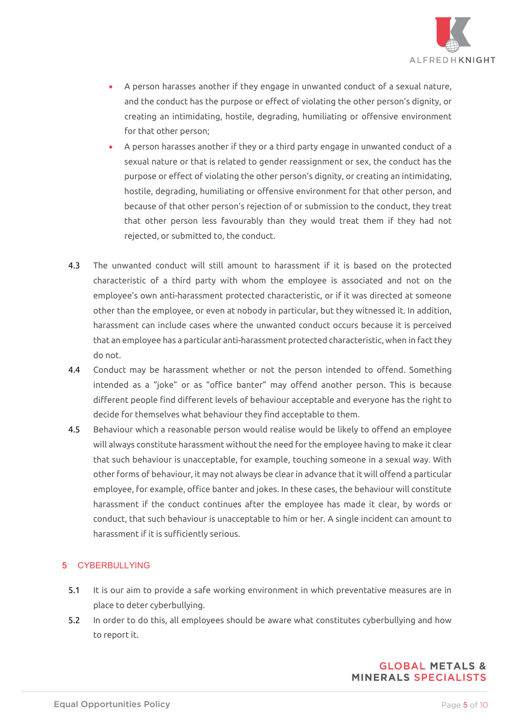- A person harasses another if they engage in unwanted conduct of a sexual nature, and the conduct has the purpose or effect of violating the other person's dignity, or creating an intimidating, hostile, degrading, humiliating or offensive environment for that other person;
- A person harasses another if they or a third party engage in unwanted conduct of a sexual nature or that is related to gender reassignment or sex, the conduct has the purpose or effect of violating the other person's dignity, or creating an intimidating, hostile, degrading, humiliating or offensive environment for that other person, and because of that other person's rejection of or submission to the conduct, they treat that other person less favourably than they would treat them if they had not rejected, or submitted to, the conduct.

4.3 The unwanted conduct will still amount to harassment if it is based on the protected characteristic of a third party with whom the employee is associated and not on the employee's own anti-harassment protected characteristic, or if it was directed at someone other than the employee, or even at nobody in particular, but they witnessed it. In addition, harassment can include cases where the unwanted conduct occurs because it is perceived that an employee has a particular anti-harassment protected characteristic, when in fact they do not.

4.4 Conduct may be harassment whether or not the person intended to offend. Something intended as a "joke" or as "office banter" may offend another person. This is because different people find different levels of behaviour acceptable and everyone has the right to decide for themselves what behaviour they find acceptable to them.

4.5 Behaviour which a reasonable person would realise would be likely to offend an employee will always constitute harassment without the need for the employee having to make it clear that such behaviour is unacceptable, for example, touching someone in a sexual way. With other forms of behaviour, it may not always be clear in advance that it will offend a particular employee, for example, office banter and jokes. In these cases, the behaviour will constitute harassment if the conduct continues after the employee has made it clear, by words or conduct, that such behaviour is unacceptable to him or her. A single incident can amount to harassment if it is sufficiently serious.

## 5 CYBERBULLYING

5.1 It is our aim to provide a safe working environment in which preventative measures are in place to deter cyberbullying.

5.2 In order to do this, all employees should be aware what constitutes cyberbullying and how to report it.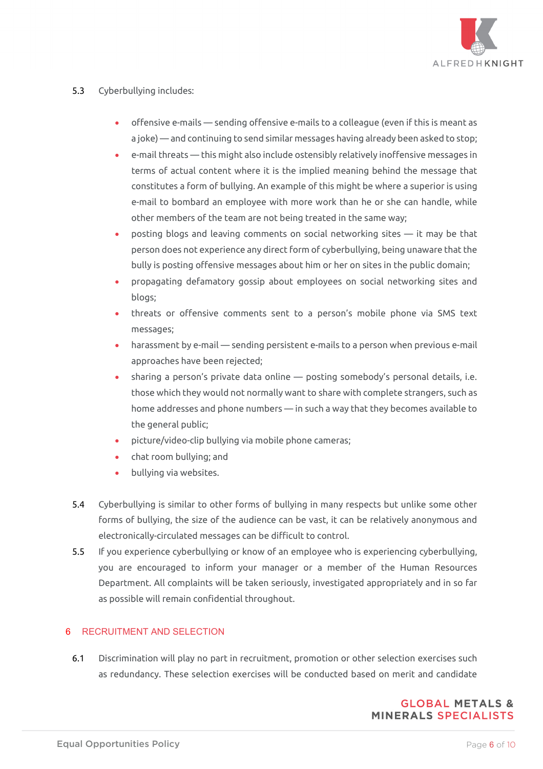5.3 Cyberbullying includes:

- offensive e-mails — sending offensive e-mails to a colleague (even if this is meant as a joke) — and continuing to send similar messages having already been asked to stop;
- e-mail threats — this might also include ostensibly relatively inoffensive messages in terms of actual content where it is the implied meaning behind the message that constitutes a form of bullying. An example of this might be where a superior is using e-mail to bombard an employee with more work than he or she can handle, while other members of the team are not being treated in the same way;
- posting blogs and leaving comments on social networking sites — it may be that person does not experience any direct form of cyberbullying, being unaware that the bully is posting offensive messages about him or her on sites in the public domain;
- propagating defamatory gossip about employees on social networking sites and blogs;
- threats or offensive comments sent to a person's mobile phone via SMS text messages;
- harassment by e-mail — sending persistent e-mails to a person when previous e-mail approaches have been rejected;
- sharing a person's private data online — posting somebody's personal details, i.e. those which they would not normally want to share with complete strangers, such as home addresses and phone numbers — in such a way that they becomes available to the general public;
- picture/video-clip bullying via mobile phone cameras;
- chat room bullying; and
- bullying via websites.

5.4 Cyberbullying is similar to other forms of bullying in many respects but unlike some other forms of bullying, the size of the audience can be vast, it can be relatively anonymous and electronically-circulated messages can be difficult to control.

5.5 If you experience cyberbullying or know of an employee who is experiencing cyberbullying, you are encouraged to inform your manager or a member of the Human Resources Department. All complaints will be taken seriously, investigated appropriately and in so far as possible will remain confidential throughout.

## 6 RECRUITMENT AND SELECTION

6.1 Discrimination will play no part in recruitment, promotion or other selection exercises such as redundancy. These selection exercises will be conducted based on merit and candidate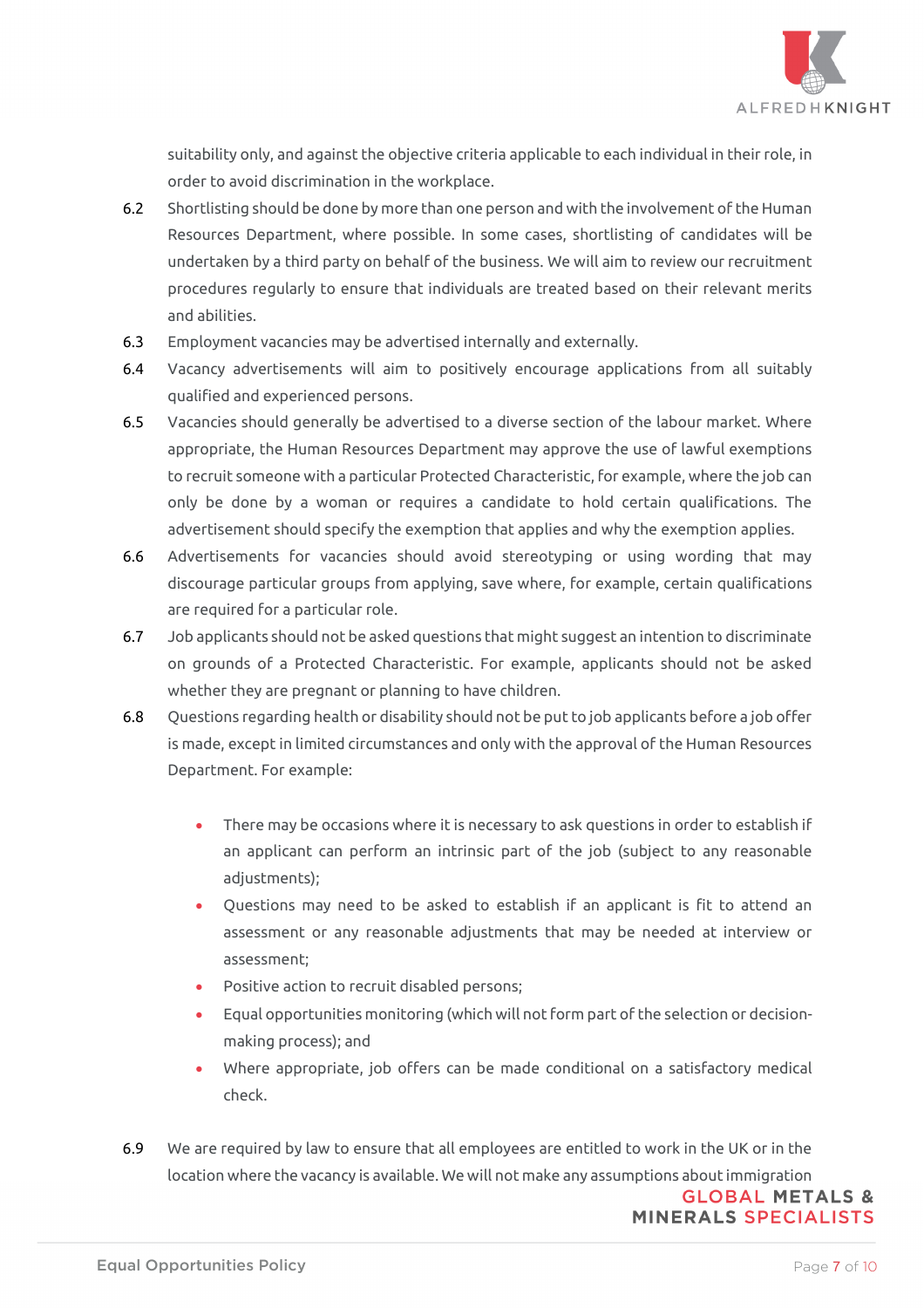suitability only, and against the objective criteria applicable to each individual in their role, in order to avoid discrimination in the workplace.

6.2 Shortlisting should be done by more than one person and with the involvement of the Human Resources Department, where possible. In some cases, shortlisting of candidates will be undertaken by a third party on behalf of the business. We will aim to review our recruitment procedures regularly to ensure that individuals are treated based on their relevant merits and abilities.

6.3 Employment vacancies may be advertised internally and externally.

6.4 Vacancy advertisements will aim to positively encourage applications from all suitably qualified and experienced persons.

6.5 Vacancies should generally be advertised to a diverse section of the labour market. Where appropriate, the Human Resources Department may approve the use of lawful exemptions to recruit someone with a particular Protected Characteristic, for example, where the job can only be done by a woman or requires a candidate to hold certain qualifications. The advertisement should specify the exemption that applies and why the exemption applies.

6.6 Advertisements for vacancies should avoid stereotyping or using wording that may discourage particular groups from applying, save where, for example, certain qualifications are required for a particular role.

6.7 Job applicants should not be asked questions that might suggest an intention to discriminate on grounds of a Protected Characteristic. For example, applicants should not be asked whether they are pregnant or planning to have children.

6.8 Questions regarding health or disability should not be put to job applicants before a job offer is made, except in limited circumstances and only with the approval of the Human Resources Department. For example:

- There may be occasions where it is necessary to ask questions in order to establish if an applicant can perform an intrinsic part of the job (subject to any reasonable adjustments);
- Questions may need to be asked to establish if an applicant is fit to attend an assessment or any reasonable adjustments that may be needed at interview or assessment;
- Positive action to recruit disabled persons;
- Equal opportunities monitoring (which will not form part of the selection or decision-making process); and
- Where appropriate, job offers can be made conditional on a satisfactory medical check.

6.9 We are required by law to ensure that all employees are entitled to work in the UK or in the location where the vacancy is available. We will not make any assumptions about immigration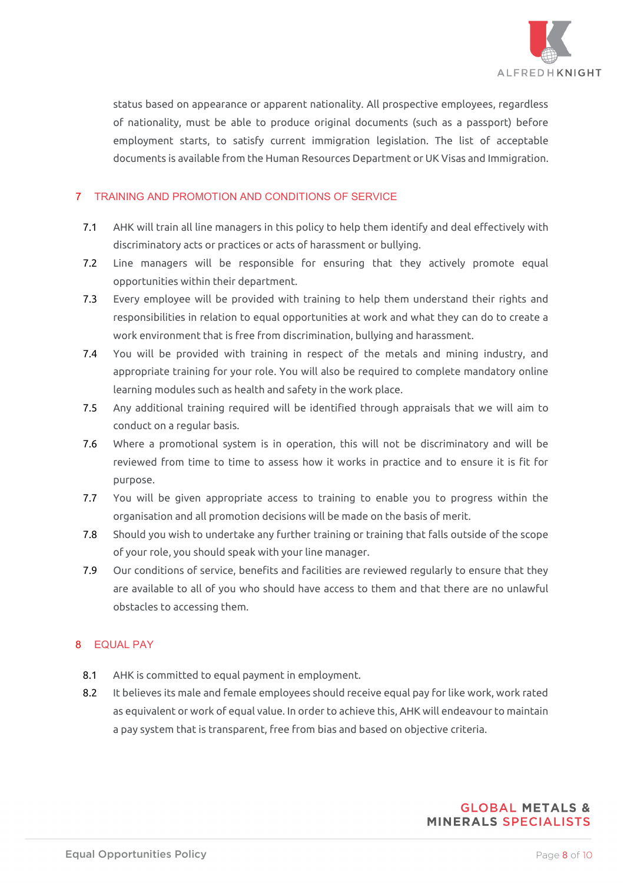status based on appearance or apparent nationality. All prospective employees, regardless of nationality, must be able to produce original documents (such as a passport) before employment starts, to satisfy current immigration legislation. The list of acceptable documents is available from the Human Resources Department or UK Visas and Immigration.

## 7 TRAINING AND PROMOTION AND CONDITIONS OF SERVICE

7.1 AHK will train all line managers in this policy to help them identify and deal effectively with discriminatory acts or practices or acts of harassment or bullying.

7.2 Line managers will be responsible for ensuring that they actively promote equal opportunities within their department.

7.3 Every employee will be provided with training to help them understand their rights and responsibilities in relation to equal opportunities at work and what they can do to create a work environment that is free from discrimination, bullying and harassment.

7.4 You will be provided with training in respect of the metals and mining industry, and appropriate training for your role. You will also be required to complete mandatory online learning modules such as health and safety in the work place.

7.5 Any additional training required will be identified through appraisals that we will aim to conduct on a regular basis.

7.6 Where a promotional system is in operation, this will not be discriminatory and will be reviewed from time to time to assess how it works in practice and to ensure it is fit for purpose.

7.7 You will be given appropriate access to training to enable you to progress within the organisation and all promotion decisions will be made on the basis of merit.

7.8 Should you wish to undertake any further training or training that falls outside of the scope of your role, you should speak with your line manager.

7.9 Our conditions of service, benefits and facilities are reviewed regularly to ensure that they are available to all of you who should have access to them and that there are no unlawful obstacles to accessing them.

## 8 EQUAL PAY

8.1 AHK is committed to equal payment in employment.

8.2 It believes its male and female employees should receive equal pay for like work, work rated as equivalent or work of equal value. In order to achieve this, AHK will endeavour to maintain a pay system that is transparent, free from bias and based on objective criteria.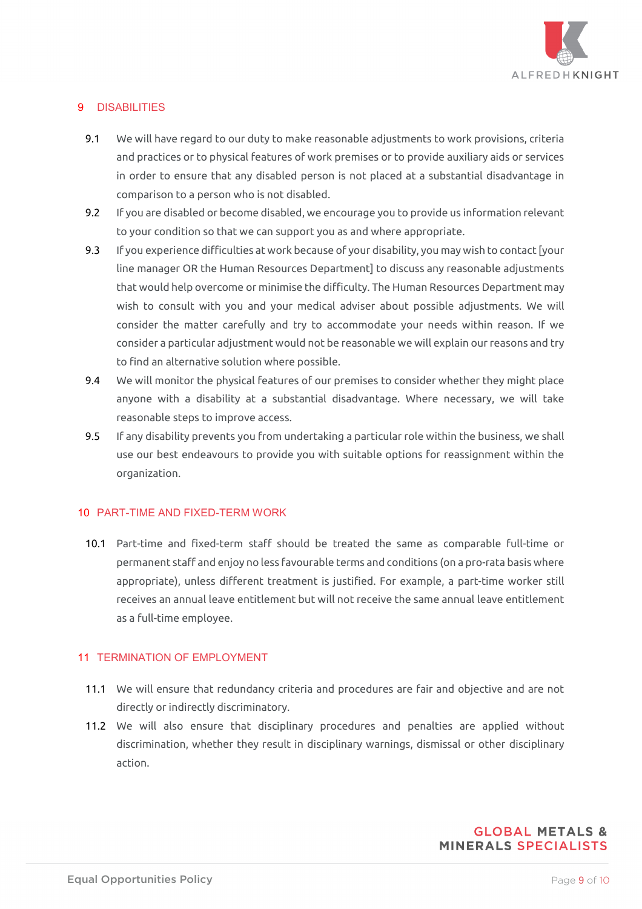## 9 DISABILITIES

9.1 We will have regard to our duty to make reasonable adjustments to work provisions, criteria and practices or to physical features of work premises or to provide auxiliary aids or services in order to ensure that any disabled person is not placed at a substantial disadvantage in comparison to a person who is not disabled.

9.2 If you are disabled or become disabled, we encourage you to provide us information relevant to your condition so that we can support you as and where appropriate.

9.3 If you experience difficulties at work because of your disability, you may wish to contact [your line manager OR the Human Resources Department] to discuss any reasonable adjustments that would help overcome or minimise the difficulty. The Human Resources Department may wish to consult with you and your medical adviser about possible adjustments. We will consider the matter carefully and try to accommodate your needs within reason. If we consider a particular adjustment would not be reasonable we will explain our reasons and try to find an alternative solution where possible.

9.4 We will monitor the physical features of our premises to consider whether they might place anyone with a disability at a substantial disadvantage. Where necessary, we will take reasonable steps to improve access.

9.5 If any disability prevents you from undertaking a particular role within the business, we shall use our best endeavours to provide you with suitable options for reassignment within the organization.

## 10 PART-TIME AND FIXED-TERM WORK

10.1 Part-time and fixed-term staff should be treated the same as comparable full-time or permanent staff and enjoy no less favourable terms and conditions (on a pro-rata basis where appropriate), unless different treatment is justified. For example, a part-time worker still receives an annual leave entitlement but will not receive the same annual leave entitlement as a full-time employee.

## 11 TERMINATION OF EMPLOYMENT

11.1 We will ensure that redundancy criteria and procedures are fair and objective and are not directly or indirectly discriminatory.

11.2 We will also ensure that disciplinary procedures and penalties are applied without discrimination, whether they result in disciplinary warnings, dismissal or other disciplinary action.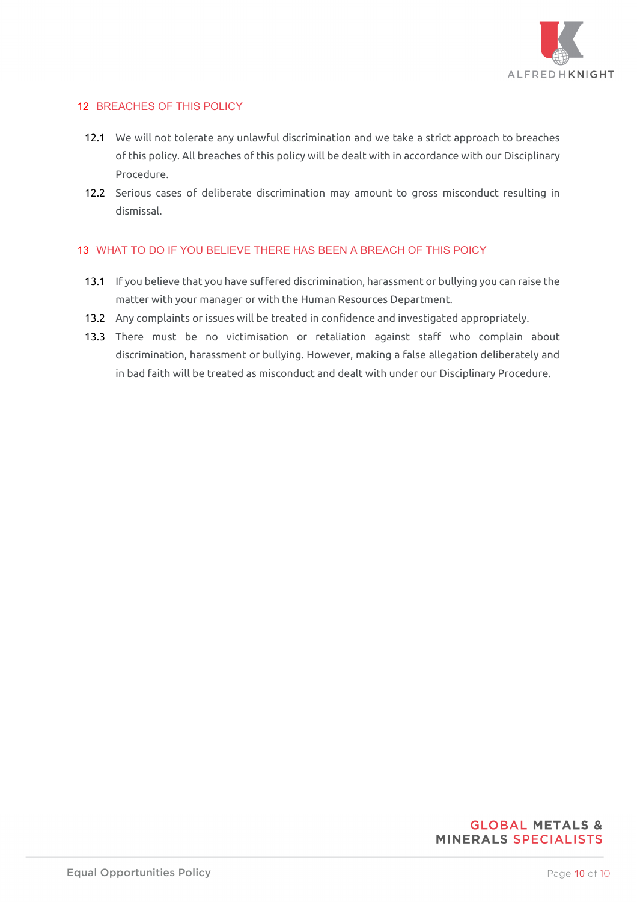## 12 BREACHES OF THIS POLICY

12.1 We will not tolerate any unlawful discrimination and we take a strict approach to breaches of this policy. All breaches of this policy will be dealt with in accordance with our Disciplinary Procedure.

12.2 Serious cases of deliberate discrimination may amount to gross misconduct resulting in dismissal.

## 13 WHAT TO DO IF YOU BELIEVE THERE HAS BEEN A BREACH OF THIS POICY

13.1 If you believe that you have suffered discrimination, harassment or bullying you can raise the matter with your manager or with the Human Resources Department.

13.2 Any complaints or issues will be treated in confidence and investigated appropriately.

13.3 There must be no victimisation or retaliation against staff who complain about discrimination, harassment or bullying. However, making a false allegation deliberately and in bad faith will be treated as misconduct and dealt with under our Disciplinary Procedure.